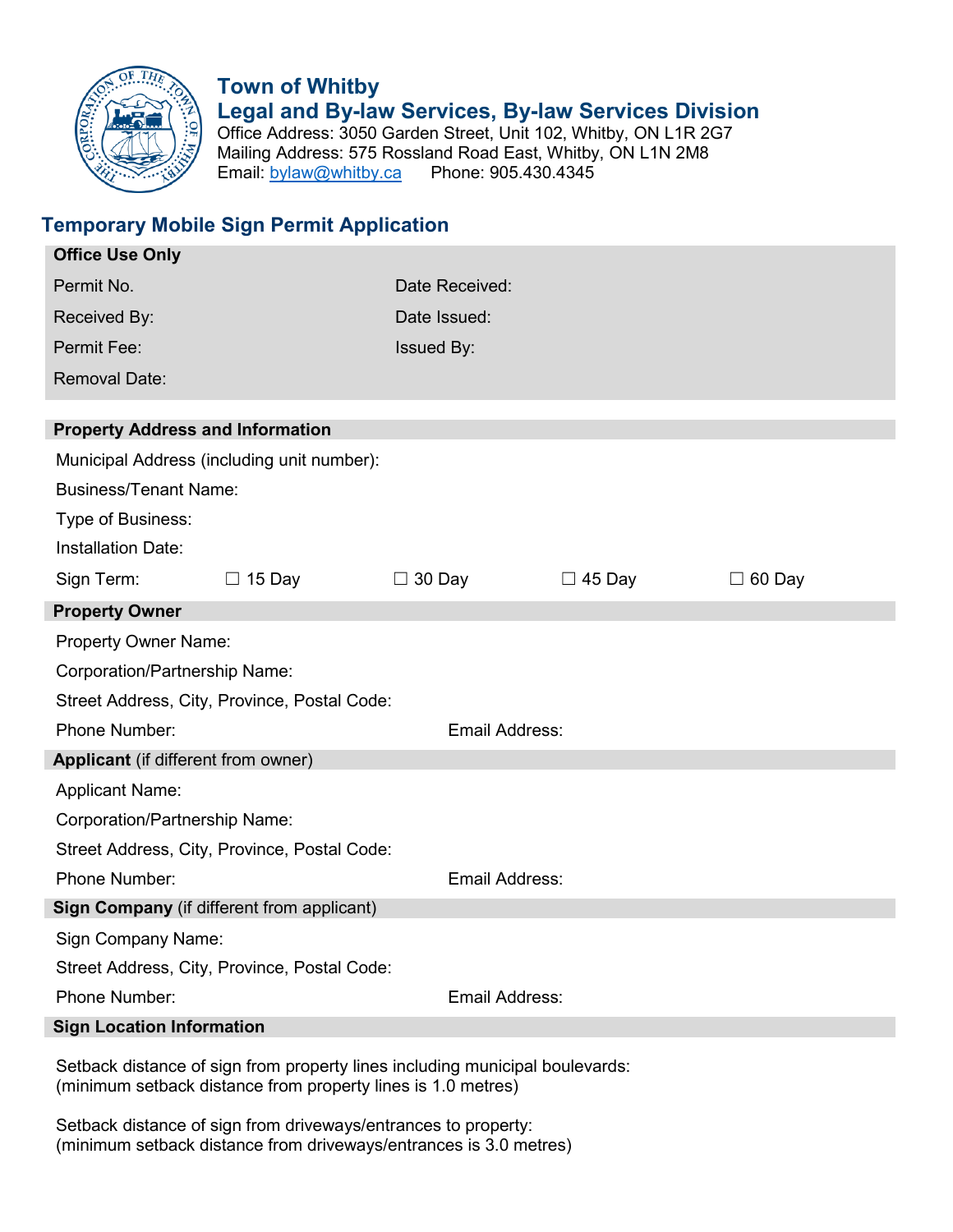# Town of Whitby
## Legal and By-law Services, By-law Services Division

Office Address: 3050 Garden Street, Unit 102, Whitby, ON L1R 2G7
Mailing Address: 575 Rossland Road East, Whitby, ON L1N 2M8
Email: bylaw@whitby.ca Phone: 905.430.4345

## Temporary Mobile Sign Permit Application

**Office Use Only**

| | |
|---|---|
| Permit No. | Date Received: |
| Received By: | Date Issued: |
| Permit Fee: | Issued By: |
| Removal Date: | |

**Property Address and Information**

Municipal Address (including unit number):

Business/Tenant Name:

Type of Business:

Installation Date:

Sign Term: ☐ 15 Day ☐ 30 Day ☐ 45 Day ☐ 60 Day

**Property Owner**

Property Owner Name:

Corporation/Partnership Name:

Street Address, City, Province, Postal Code:

Phone Number: Email Address:

**Applicant** (if different from owner)

Applicant Name:

Corporation/Partnership Name:

Street Address, City, Province, Postal Code:

Phone Number: Email Address:

**Sign Company** (if different from applicant)

Sign Company Name:

Street Address, City, Province, Postal Code:

Phone Number: Email Address:

**Sign Location Information**

Setback distance of sign from property lines including municipal boulevards:
(minimum setback distance from property lines is 1.0 metres)

Setback distance of sign from driveways/entrances to property:
(minimum setback distance from driveways/entrances is 3.0 metres)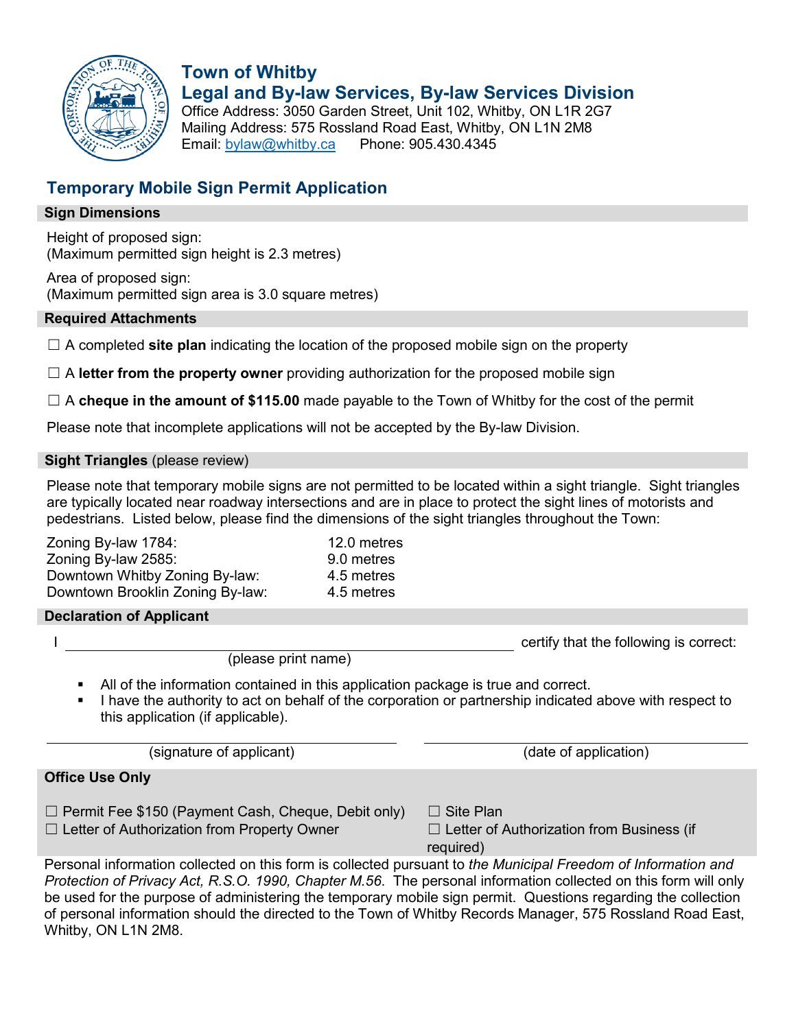# Town of Whitby

## Legal and By-law Services, By-law Services Division

Office Address: 3050 Garden Street, Unit 102, Whitby, ON L1R 2G7
Mailing Address: 575 Rossland Road East, Whitby, ON L1N 2M8
Email: bylaw@whitby.ca     Phone: 905.430.4345

## Temporary Mobile Sign Permit Application

### Sign Dimensions

Height of proposed sign:
(Maximum permitted sign height is 2.3 metres)

Area of proposed sign:
(Maximum permitted sign area is 3.0 square metres)

### Required Attachments

☐ A completed **site plan** indicating the location of the proposed mobile sign on the property

☐ A **letter from the property owner** providing authorization for the proposed mobile sign

☐ A **cheque in the amount of $115.00** made payable to the Town of Whitby for the cost of the permit

Please note that incomplete applications will not be accepted by the By-law Division.

### Sight Triangles (please review)

Please note that temporary mobile signs are not permitted to be located within a sight triangle. Sight triangles are typically located near roadway intersections and are in place to protect the sight lines of motorists and pedestrians. Listed below, please find the dimensions of the sight triangles throughout the Town:

| | |
|---|---|
| Zoning By-law 1784: | 12.0 metres |
| Zoning By-law 2585: | 9.0 metres |
| Downtown Whitby Zoning By-law: | 4.5 metres |
| Downtown Brooklin Zoning By-law: | 4.5 metres |

### Declaration of Applicant

I ______________________________ certify that the following is correct:
(please print name)

- All of the information contained in this application package is true and correct.
- I have the authority to act on behalf of the corporation or partnership indicated above with respect to this application (if applicable).

______________________________ (signature of applicant)     ______________________________ (date of application)

### Office Use Only

☐ Permit Fee $150 (Payment Cash, Cheque, Debit only)
☐ Letter of Authorization from Property Owner
☐ Site Plan
☐ Letter of Authorization from Business (if required)

Personal information collected on this form is collected pursuant to *the Municipal Freedom of Information and Protection of Privacy Act, R.S.O. 1990, Chapter M.56*. The personal information collected on this form will only be used for the purpose of administering the temporary mobile sign permit. Questions regarding the collection of personal information should the directed to the Town of Whitby Records Manager, 575 Rossland Road East, Whitby, ON L1N 2M8.